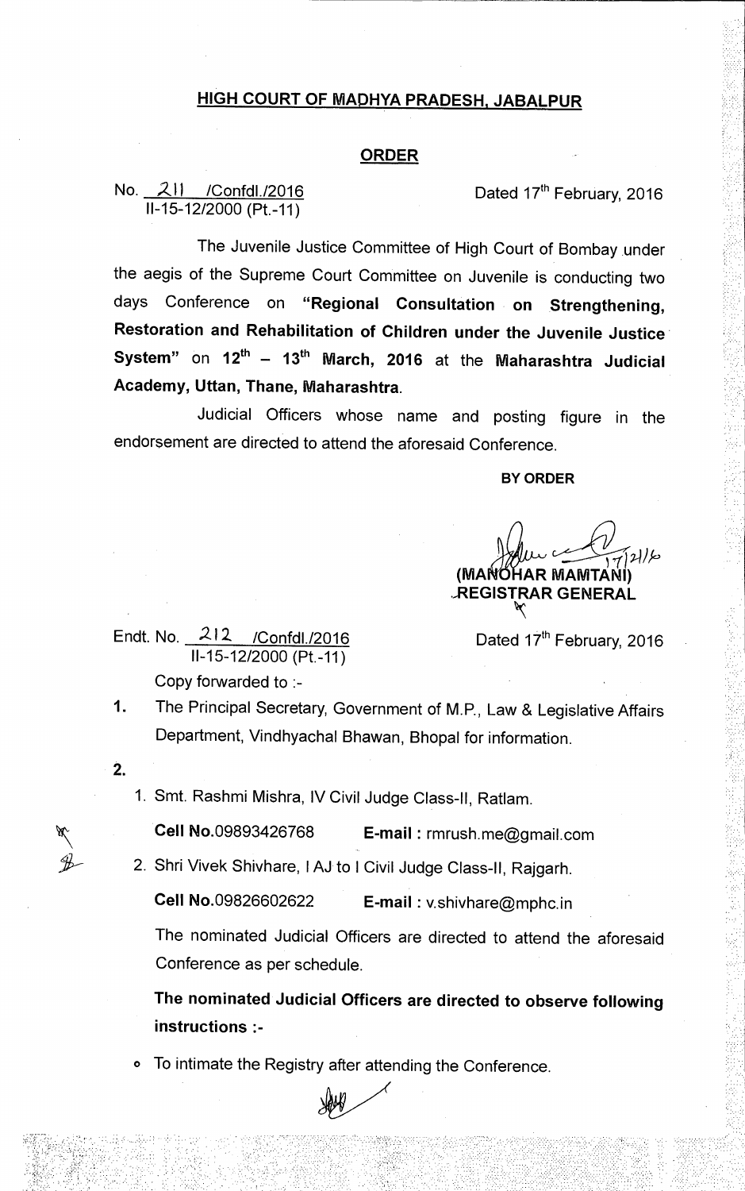# HIGH COURT OF MADHYA PRADESH, JABALPUR

## ORDER

No. 211 /Confdl./2016
II-15-12/2000 (Pt.-11)

Dated 17th February, 2016

The Juvenile Justice Committee of High Court of Bombay under the aegis of the Supreme Court Committee on Juvenile is conducting two days Conference on **"Regional Consultation on Strengthening, Restoration and Rehabilitation of Children under the Juvenile Justice System"** on **12th – 13th March, 2016** at the **Maharashtra Judicial Academy, Uttan, Thane, Maharashtra**.

Judicial Officers whose name and posting figure in the endorsement are directed to attend the aforesaid Conference.

**BY ORDER**

17/2/16

**(MANOHAR MAMTANI)**
**REGISTRAR GENERAL**

Endt. No. 212 /Confdl./2016
II-15-12/2000 (Pt.-11)

Dated 17th February, 2016

Copy forwarded to :-

1. The Principal Secretary, Government of M.P., Law & Legislative Affairs Department, Vindhyachal Bhawan, Bhopal for information.

2.
   1. Smt. Rashmi Mishra, IV Civil Judge Class-II, Ratlam.

      **Cell No.**09893426768 **E-mail :** rmrush.me@gmail.com

   2. Shri Vivek Shivhare, I AJ to I Civil Judge Class-II, Rajgarh.

      **Cell No.**09826602622 **E-mail :** v.shivhare@mphc.in

   The nominated Judicial Officers are directed to attend the aforesaid Conference as per schedule.

   **The nominated Judicial Officers are directed to observe following instructions :-**

   - To intimate the Registry after attending the Conference.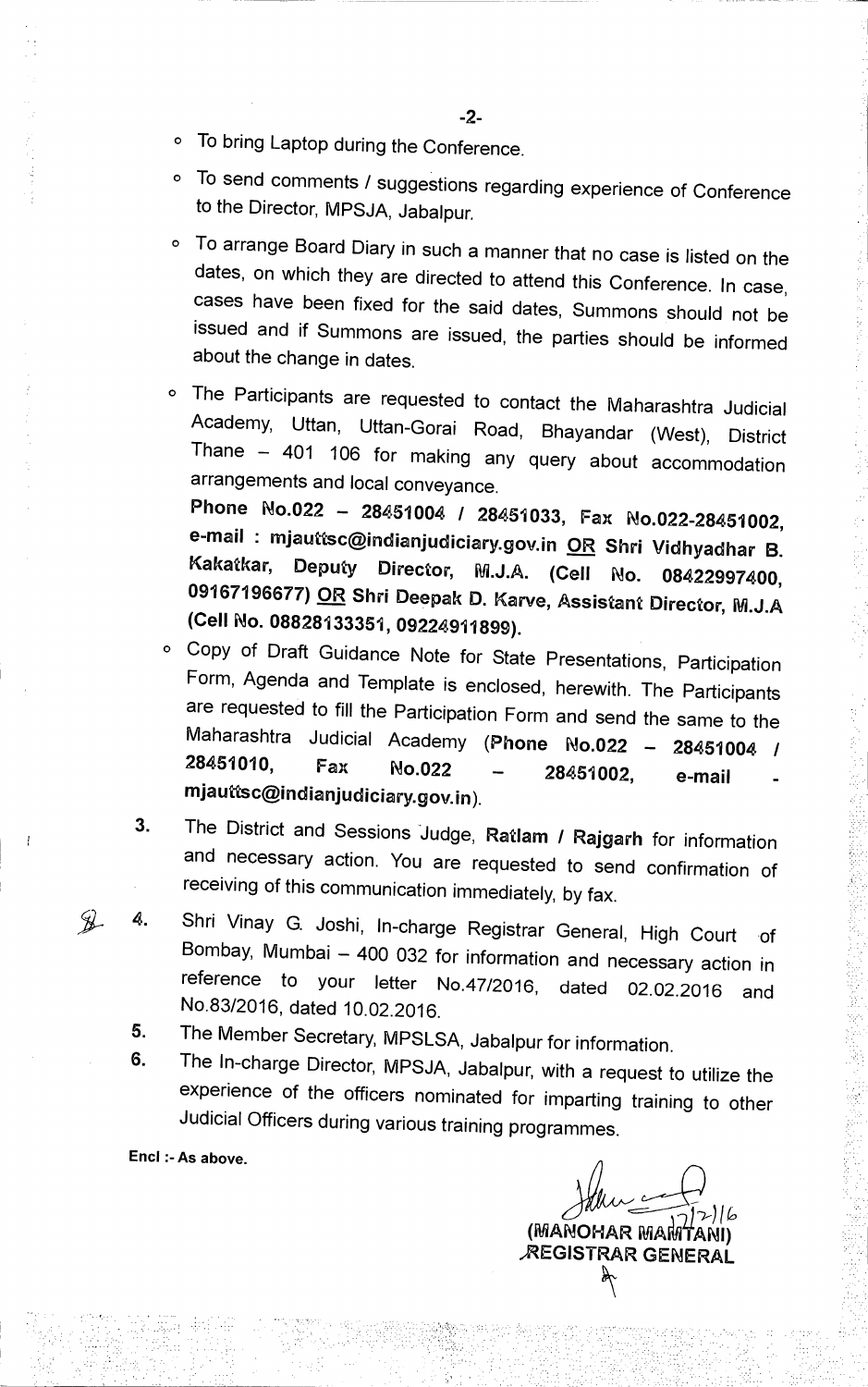- To bring Laptop during the Conference.
- To send comments / suggestions regarding experience of Conference to the Director, MPSJA, Jabalpur.
- To arrange Board Diary in such a manner that no case is listed on the dates, on which they are directed to attend this Conference. In case, cases have been fixed for the said dates, Summons should not be issued and if Summons are issued, the parties should be informed about the change in dates.
- The Participants are requested to contact the Maharashtra Judicial Academy, Uttan, Uttan-Gorai Road, Bhayandar (West), District Thane – 401 106 for making any query about accommodation arrangements and local conveyance.

  **Phone No.022 – 28451004 / 28451033, Fax No.022-28451002, e-mail : mjauttsc@indianjudiciary.gov.in** <u>OR</u> **Shri Vidhyadhar B. Kakatkar, Deputy Director, M.J.A. (Cell No. 08422997400, 09167196677)** <u>OR</u> **Shri Deepak D. Karve, Assistant Director, M.J.A (Cell No. 08828133351, 09224911899).**
- Copy of Draft Guidance Note for State Presentations, Participation Form, Agenda and Template is enclosed, herewith. The Participants are requested to fill the Participation Form and send the same to the Maharashtra Judicial Academy (**Phone No.022 – 28451004 / 28451010, Fax No.022 – 28451002, e-mail - mjauttsc@indianjudiciary.gov.in**).

3. The District and Sessions Judge, **Ratlam / Rajgarh** for information and necessary action. You are requested to send confirmation of receiving of this communication immediately, by fax.
4. Shri Vinay G. Joshi, In-charge Registrar General, High Court of Bombay, Mumbai – 400 032 for information and necessary action in reference to your letter No.47/2016, dated 02.02.2016 and No.83/2016, dated 10.02.2016.
5. The Member Secretary, MPSLSA, Jabalpur for information.
6. The In-charge Director, MPSJA, Jabalpur, with a request to utilize the experience of the officers nominated for imparting training to other Judicial Officers during various training programmes.

**Encl :- As above.**

12/2/16

**(MANOHAR MAMTANI)**
**REGISTRAR GENERAL**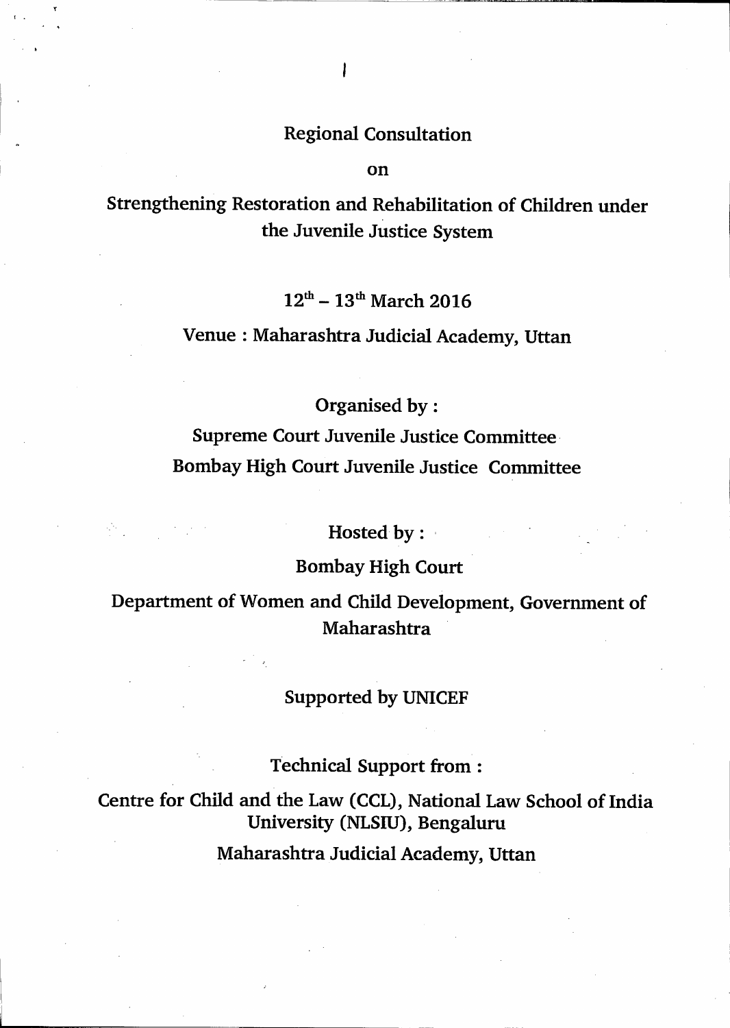# Regional Consultation

on

## Strengthening Restoration and Rehabilitation of Children under the Juvenile Justice System

12th – 13th March 2016

Venue : Maharashtra Judicial Academy, Uttan

Organised by :

Supreme Court Juvenile Justice Committee

Bombay High Court Juvenile Justice Committee

Hosted by :

Bombay High Court

Department of Women and Child Development, Government of Maharashtra

Supported by UNICEF

Technical Support from :

Centre for Child and the Law (CCL), National Law School of India University (NLSIU), Bengaluru

Maharashtra Judicial Academy, Uttan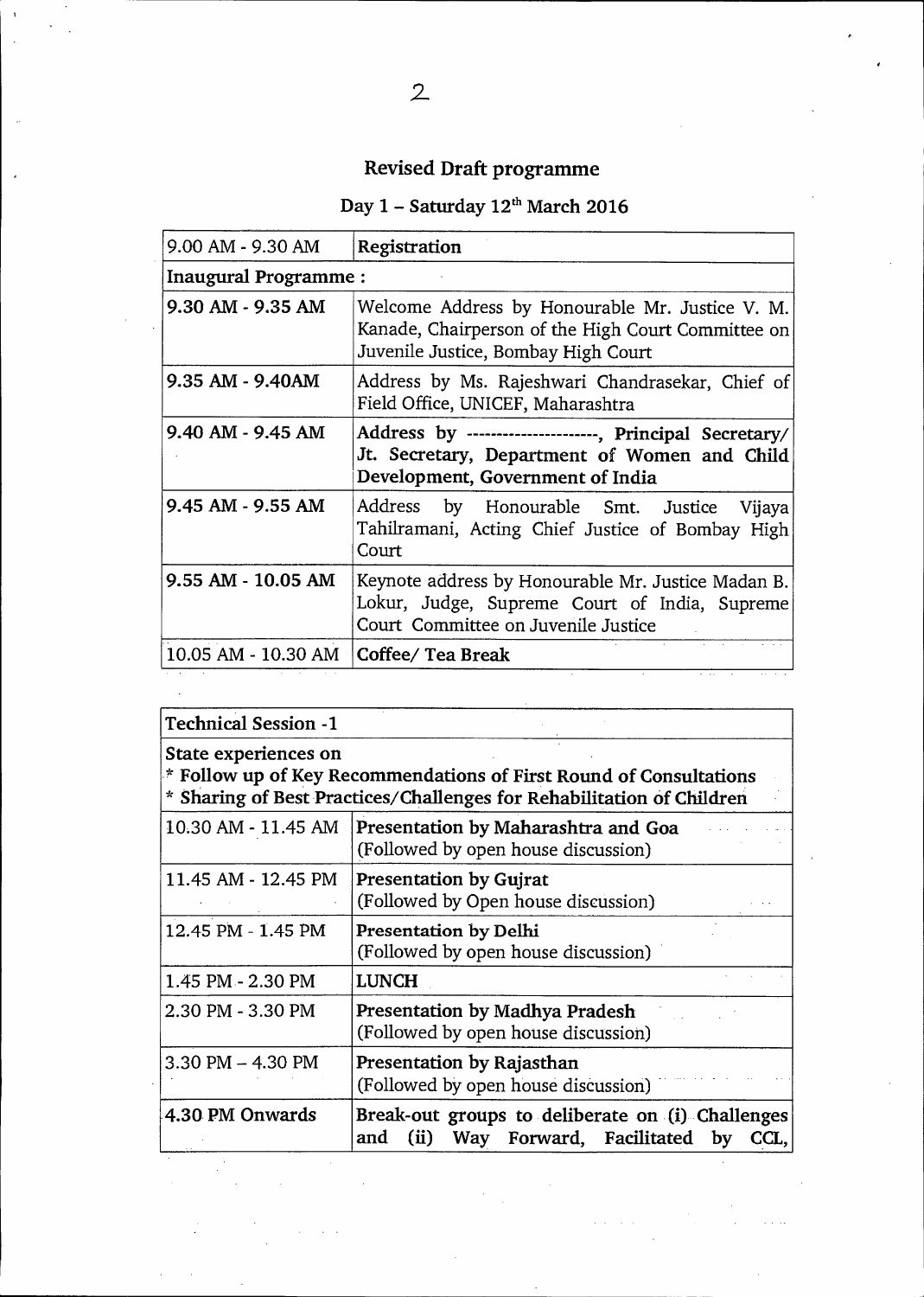## Revised Draft programme

### Day 1 – Saturday 12th March 2016

| 9.00 AM - 9.30 AM | **Registration** |
|---|---|
| **Inaugural Programme :** | |
| **9.30 AM - 9.35 AM** | Welcome Address by Honourable Mr. Justice V. M. Kanade, Chairperson of the High Court Committee on Juvenile Justice, Bombay High Court |
| **9.35 AM - 9.40AM** | Address by Ms. Rajeshwari Chandrasekar, Chief of Field Office, UNICEF, Maharashtra |
| **9.40 AM - 9.45 AM** | **Address by ---------------------, Principal Secretary/ Jt. Secretary, Department of Women and Child Development, Government of India** |
| **9.45 AM - 9.55 AM** | Address by Honourable Smt. Justice Vijaya Tahilramani, Acting Chief Justice of Bombay High Court |
| **9.55 AM - 10.05 AM** | Keynote address by Honourable Mr. Justice Madan B. Lokur, Judge, Supreme Court of India, Supreme Court Committee on Juvenile Justice |
| 10.05 AM - 10.30 AM | **Coffee/ Tea Break** |

| **Technical Session -1** | |
|---|---|
| **State experiences on**<br>**\* Follow up of Key Recommendations of First Round of Consultations**<br>**\* Sharing of Best Practices/Challenges for Rehabilitation of Children** | |
| 10.30 AM - 11.45 AM | **Presentation by Maharashtra and Goa**<br>(Followed by open house discussion) |
| 11.45 AM - 12.45 PM | **Presentation by Gujrat**<br>(Followed by Open house discussion) |
| 12.45 PM - 1.45 PM | **Presentation by Delhi**<br>(Followed by open house discussion) |
| 1.45 PM - 2.30 PM | **LUNCH** |
| 2.30 PM - 3.30 PM | **Presentation by Madhya Pradesh**<br>(Followed by open house discussion) |
| 3.30 PM – 4.30 PM | **Presentation by Rajasthan**<br>(Followed by open house discussion) |
| **4.30 PM Onwards** | **Break-out groups to deliberate on (i) Challenges and (ii) Way Forward, Facilitated by CCL,** |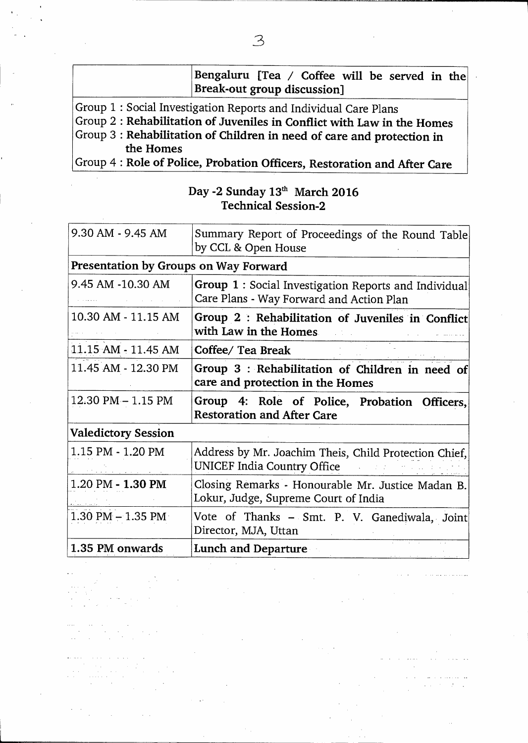| | Bengaluru [Tea / Coffee will be served in the Break-out group discussion] |
|---|---|

Group 1 : Social Investigation Reports and Individual Care Plans
Group 2 : **Rehabilitation of Juveniles in Conflict with Law in the Homes**
Group 3 : **Rehabilitation of Children in need of care and protection in the Homes**
Group 4 : **Role of Police, Probation Officers, Restoration and After Care**

## Day -2 Sunday 13th March 2016
## Technical Session-2

| | |
|---|---|
| 9.30 AM - 9.45 AM | Summary Report of Proceedings of the Round Table by CCL & Open House |
| **Presentation by Groups on Way Forward** | |
| 9.45 AM -10.30 AM | **Group 1** : Social Investigation Reports and Individual Care Plans - Way Forward and Action Plan |
| 10.30 AM - 11.15 AM | **Group 2 : Rehabilitation of Juveniles in Conflict with Law in the Homes** |
| 11.15 AM - 11.45 AM | **Coffee/ Tea Break** |
| 11.45 AM - 12.30 PM | **Group 3 : Rehabilitation of Children in need of care and protection in the Homes** |
| 12.30 PM – 1.15 PM | **Group 4: Role of Police, Probation Officers, Restoration and After Care** |
| **Valedictory Session** | |
| 1.15 PM - 1.20 PM | Address by Mr. Joachim Theis, Child Protection Chief, UNICEF India Country Office |
| 1.20 PM - **1.30 PM** | Closing Remarks - Honourable Mr. Justice Madan B. Lokur, Judge, Supreme Court of India |
| 1.30 PM – 1.35 PM | Vote of Thanks – Smt. P. V. Ganediwala, Joint Director, MJA, Uttan |
| **1.35 PM onwards** | **Lunch and Departure** |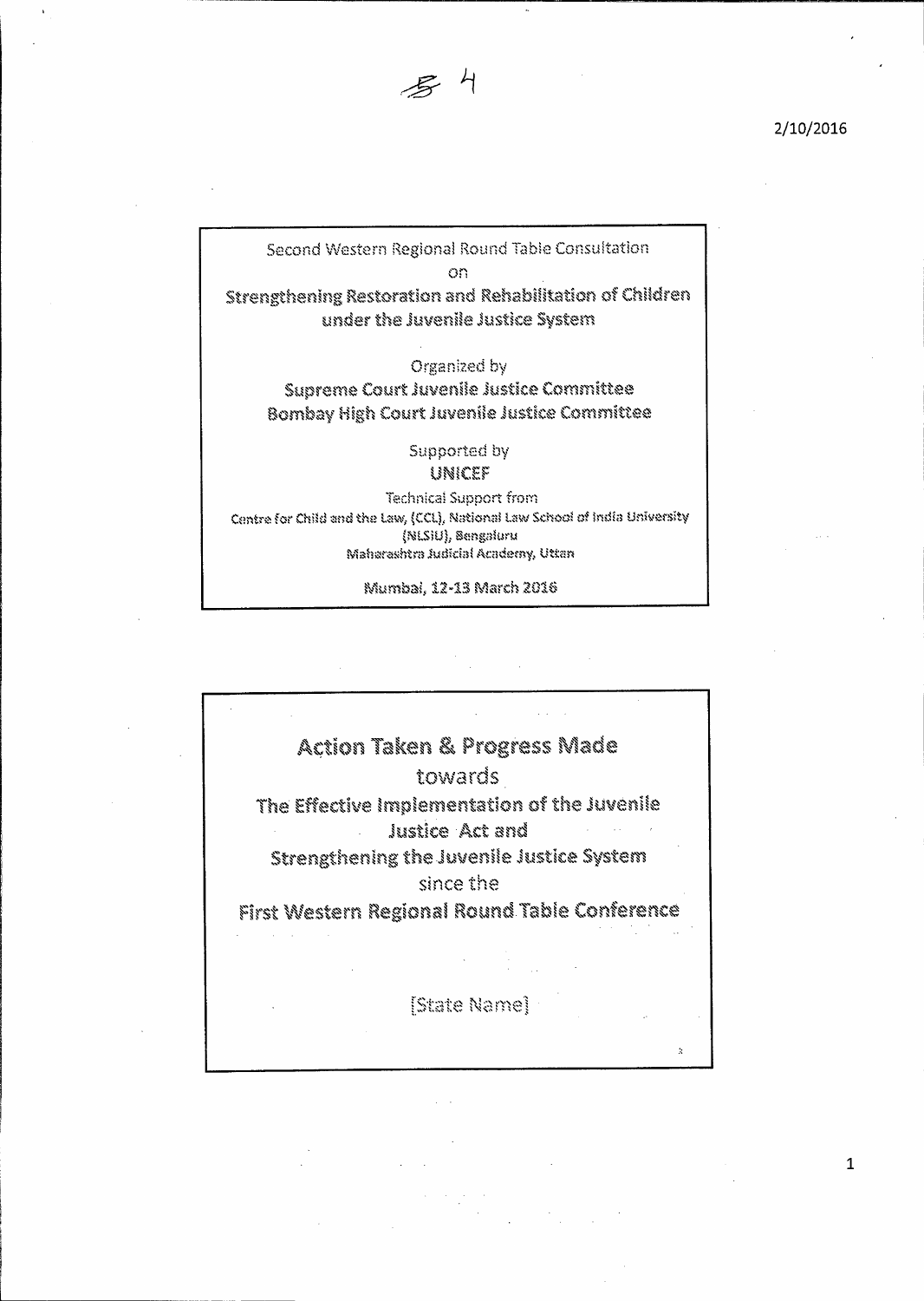Second Western Regional Round Table Consultation

on

**Strengthening Restoration and Rehabilitation of Children under the Juvenile Justice System**

Organized by

**Supreme Court Juvenile Justice Committee**
**Bombay High Court Juvenile Justice Committee**

Supported by

**UNICEF**

Technical Support from

Centre for Child and the Law, (CCL), National Law School of India University (NLSIU), Bengaluru
Maharashtra Judicial Academy, Uttan

Mumbai, 12-13 March 2016

## Action Taken & Progress Made

towards

**The Effective Implementation of the Juvenile Justice Act and**

**Strengthening the Juvenile Justice System**

since the

**First Western Regional Round Table Conference**

[State Name]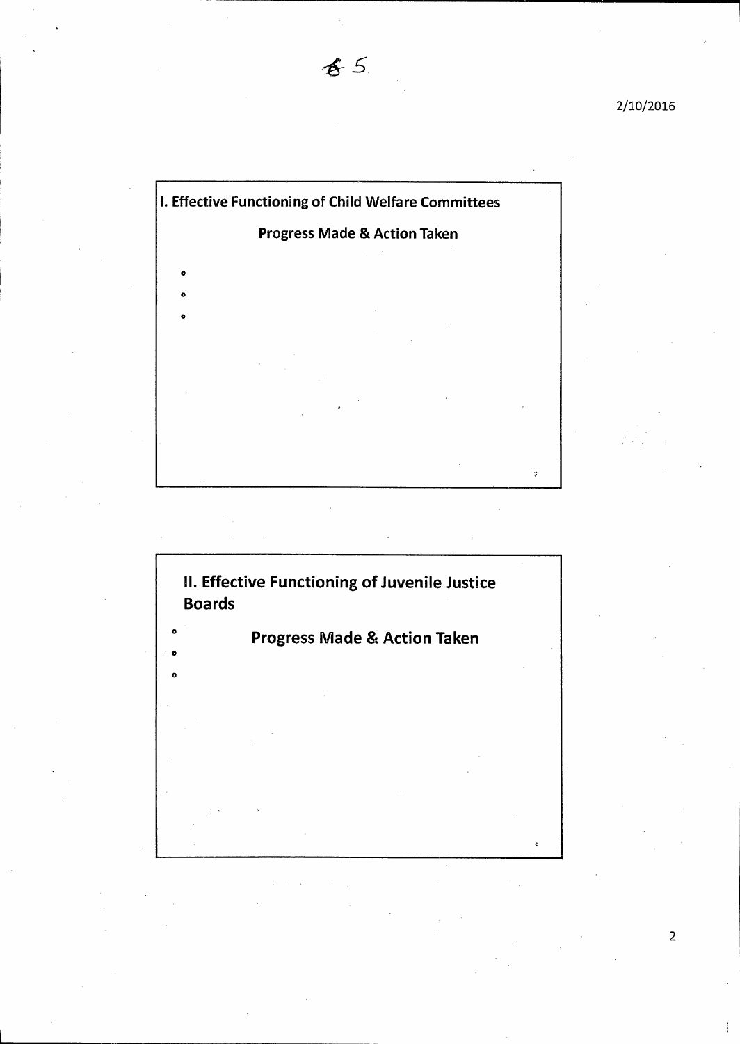## I. Effective Functioning of Child Welfare Committees

**Progress Made & Action Taken**

- 
- 
- 

## II. Effective Functioning of Juvenile Justice Boards

**Progress Made & Action Taken**

- 
- 
-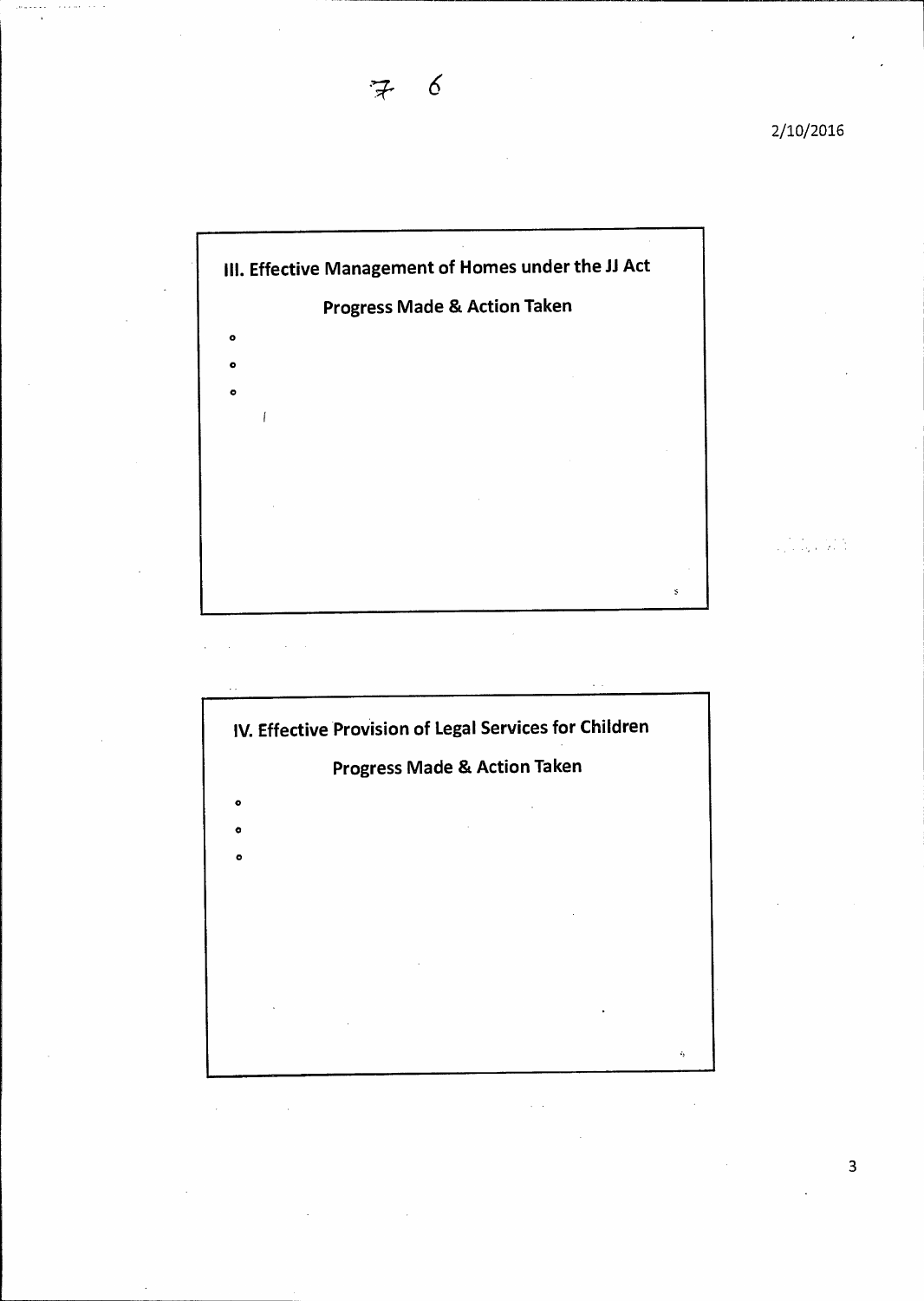## III. Effective Management of Homes under the JJ Act

### Progress Made & Action Taken

- 
- 
- 

## IV. Effective Provision of Legal Services for Children

### Progress Made & Action Taken

- 
- 
-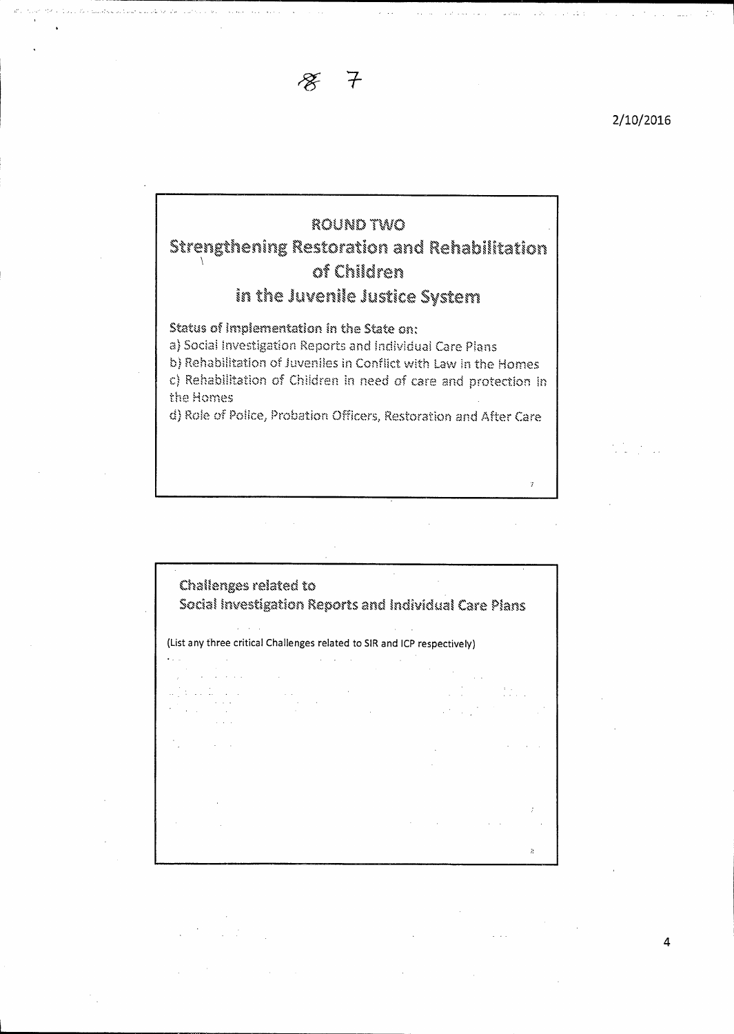## ROUND TWO

## Strengthening Restoration and Rehabilitation of Children in the Juvenile Justice System

**Status of Implementation in the State on:**

a) Social Investigation Reports and Individual Care Plans

b) Rehabilitation of Juveniles in Conflict with Law in the Homes

c) Rehabilitation of Children in need of care and protection in the Homes

d) Role of Police, Probation Officers, Restoration and After Care

## Challenges related to Social Investigation Reports and Individual Care Plans

(List any three critical Challenges related to SIR and ICP respectively)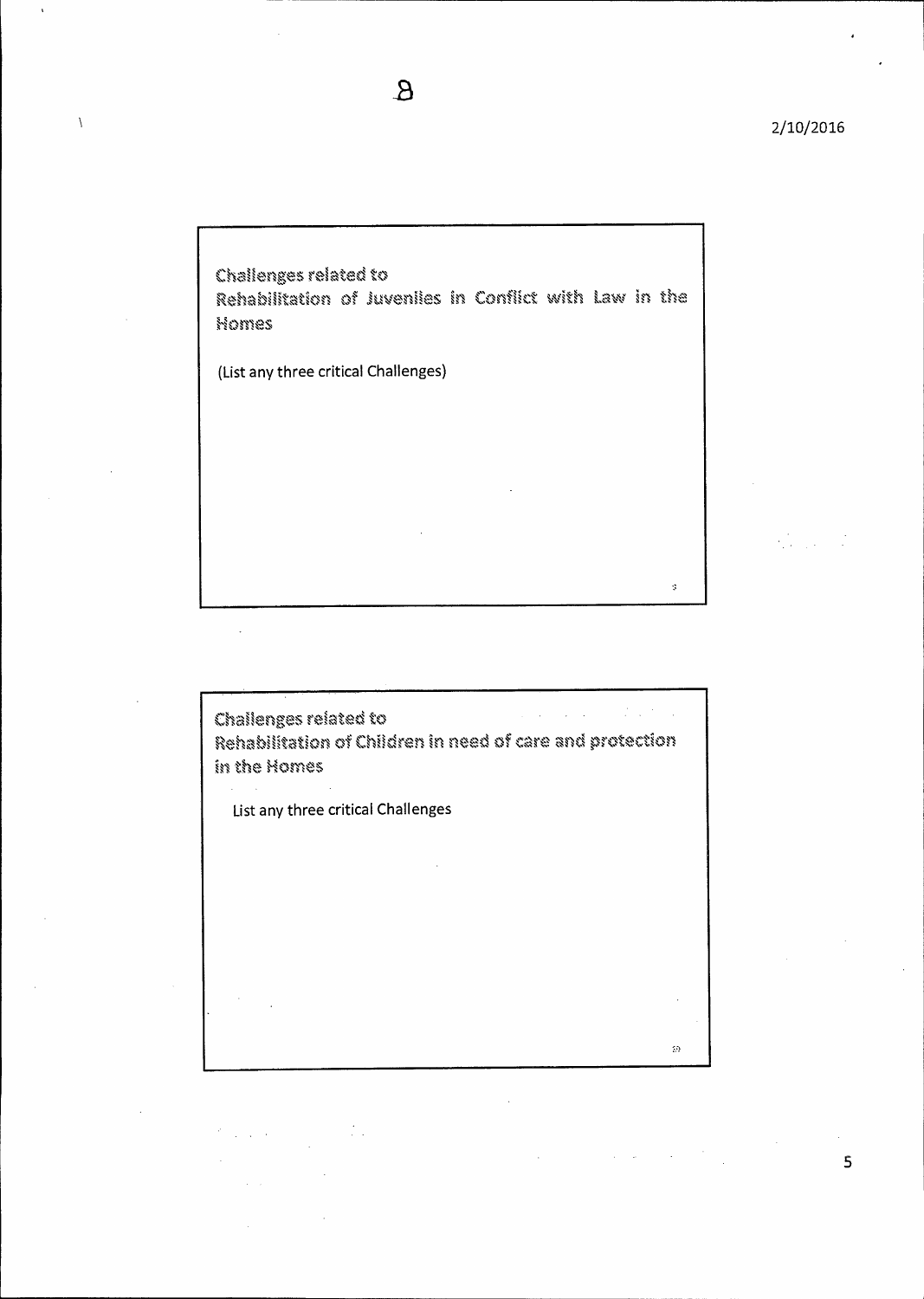## Challenges related to Rehabilitation of Juveniles in Conflict with Law in the Homes

(List any three critical Challenges)

## Challenges related to Rehabilitation of Children in need of care and protection in the Homes

List any three critical Challenges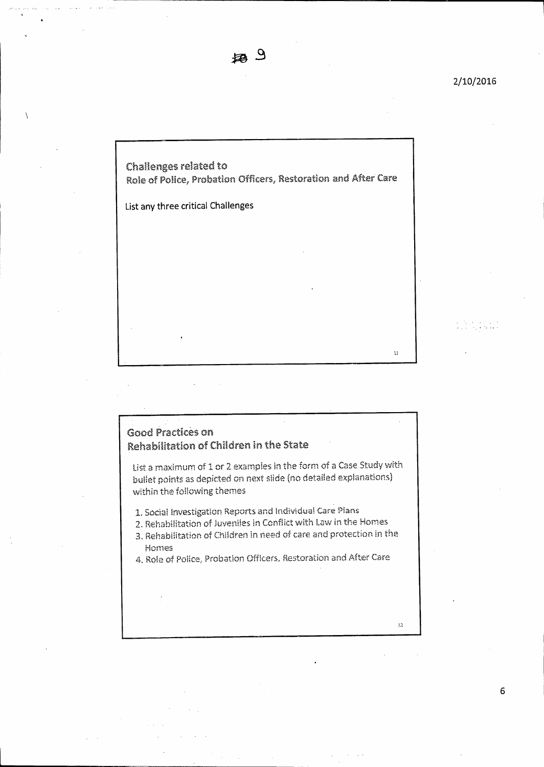## Challenges related to
## Role of Police, Probation Officers, Restoration and After Care

List any three critical Challenges

## Good Practices on
## Rehabilitation of Children in the State

List a maximum of 1 or 2 examples in the form of a Case Study with bullet points as depicted on next slide (no detailed explanations) within the following themes

1. Social Investigation Reports and Individual Care Plans
2. Rehabilitation of Juveniles in Conflict with Law in the Homes
3. Rehabilitation of Children in need of care and protection in the Homes
4. Role of Police, Probation Officers, Restoration and After Care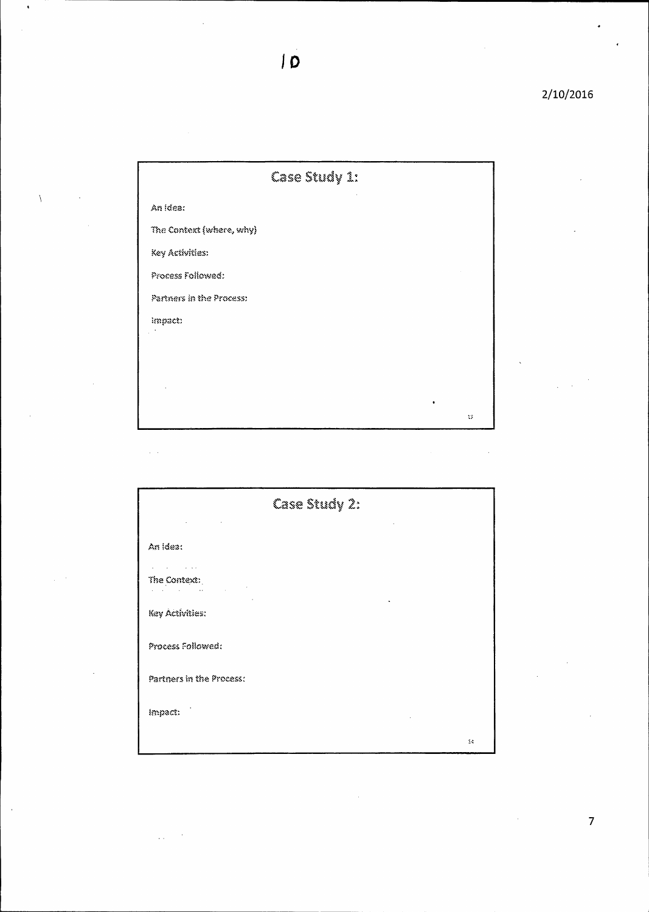10

## Case Study 1:

An idea:

The Context (where, why)

Key Activities:

Process Followed:

Partners in the Process:

Impact:

## Case Study 2:

An idea:

The Context:

Key Activities:

Process Followed:

Partners in the Process:

Impact: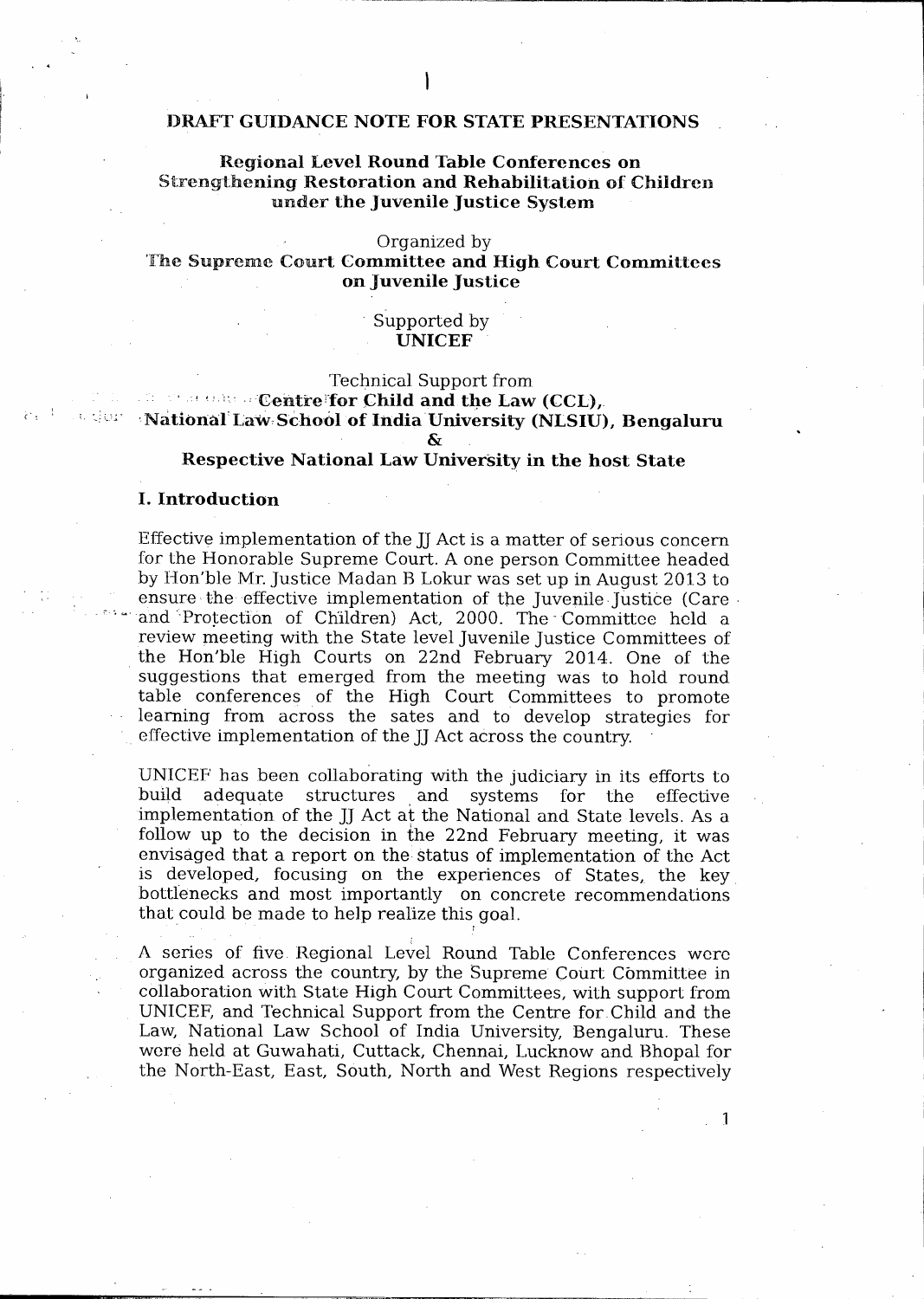# DRAFT GUIDANCE NOTE FOR STATE PRESENTATIONS

## Regional Level Round Table Conferences on Strengthening Restoration and Rehabilitation of Children under the Juvenile Justice System

Organized by

**The Supreme Court Committee and High Court Committees on Juvenile Justice**

Supported by

**UNICEF**

Technical Support from

**Centre for Child and the Law (CCL), National Law School of India University (NLSIU), Bengaluru**

**&**

**Respective National Law University in the host State**

## I. Introduction

Effective implementation of the JJ Act is a matter of serious concern for the Honorable Supreme Court. A one person Committee headed by Hon'ble Mr. Justice Madan B Lokur was set up in August 2013 to ensure the effective implementation of the Juvenile Justice (Care and Protection of Children) Act, 2000. The Committee held a review meeting with the State level Juvenile Justice Committees of the Hon'ble High Courts on 22nd February 2014. One of the suggestions that emerged from the meeting was to hold round table conferences of the High Court Committees to promote learning from across the sates and to develop strategies for effective implementation of the JJ Act across the country.

UNICEF has been collaborating with the judiciary in its efforts to build adequate structures and systems for the effective implementation of the JJ Act at the National and State levels. As a follow up to the decision in the 22nd February meeting, it was envisaged that a report on the status of implementation of the Act is developed, focusing on the experiences of States, the key bottlenecks and most importantly on concrete recommendations that could be made to help realize this goal.

A series of five Regional Level Round Table Conferences were organized across the country, by the Supreme Court Committee in collaboration with State High Court Committees, with support from UNICEF, and Technical Support from the Centre for Child and the Law, National Law School of India University, Bengaluru. These were held at Guwahati, Cuttack, Chennai, Lucknow and Bhopal for the North-East, East, South, North and West Regions respectively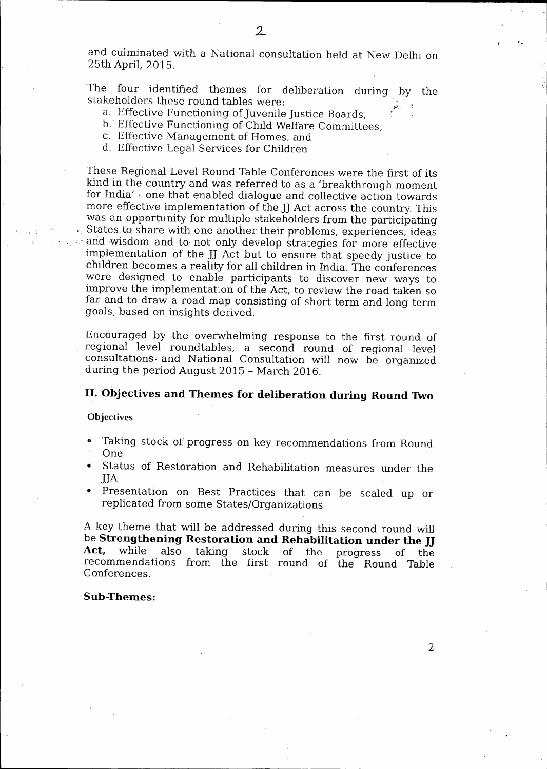and culminated with a National consultation held at New Delhi on 25th April, 2015.

The four identified themes for deliberation during by the stakeholders these round tables were:

a. Effective Functioning of Juvenile Justice Boards,
b. Effective Functioning of Child Welfare Committees,
c. Effective Management of Homes, and
d. Effective Legal Services for Children

These Regional Level Round Table Conferences were the first of its kind in the country and was referred to as a 'breakthrough moment for India' - one that enabled dialogue and collective action towards more effective implementation of the JJ Act across the country. This was an opportunity for multiple stakeholders from the participating States to share with one another their problems, experiences, ideas and wisdom and to not only develop strategies for more effective implementation of the JJ Act but to ensure that speedy justice to children becomes a reality for all children in India. The conferences were designed to enable participants to discover new ways to improve the implementation of the Act, to review the road taken so far and to draw a road map consisting of short term and long term goals, based on insights derived.

Encouraged by the overwhelming response to the first round of regional level roundtables, a second round of regional level consultations and National Consultation will now be organized during the period August 2015 - March 2016.

## II. Objectives and Themes for deliberation during Round Two

**Objectives**

- Taking stock of progress on key recommendations from Round One
- Status of Restoration and Rehabilitation measures under the JJA
- Presentation on Best Practices that can be scaled up or replicated from some States/Organizations

A key theme that will be addressed during this second round will be **Strengthening Restoration and Rehabilitation under the JJ Act,** while also taking stock of the progress of the recommendations from the first round of the Round Table Conferences.

**Sub-Themes:**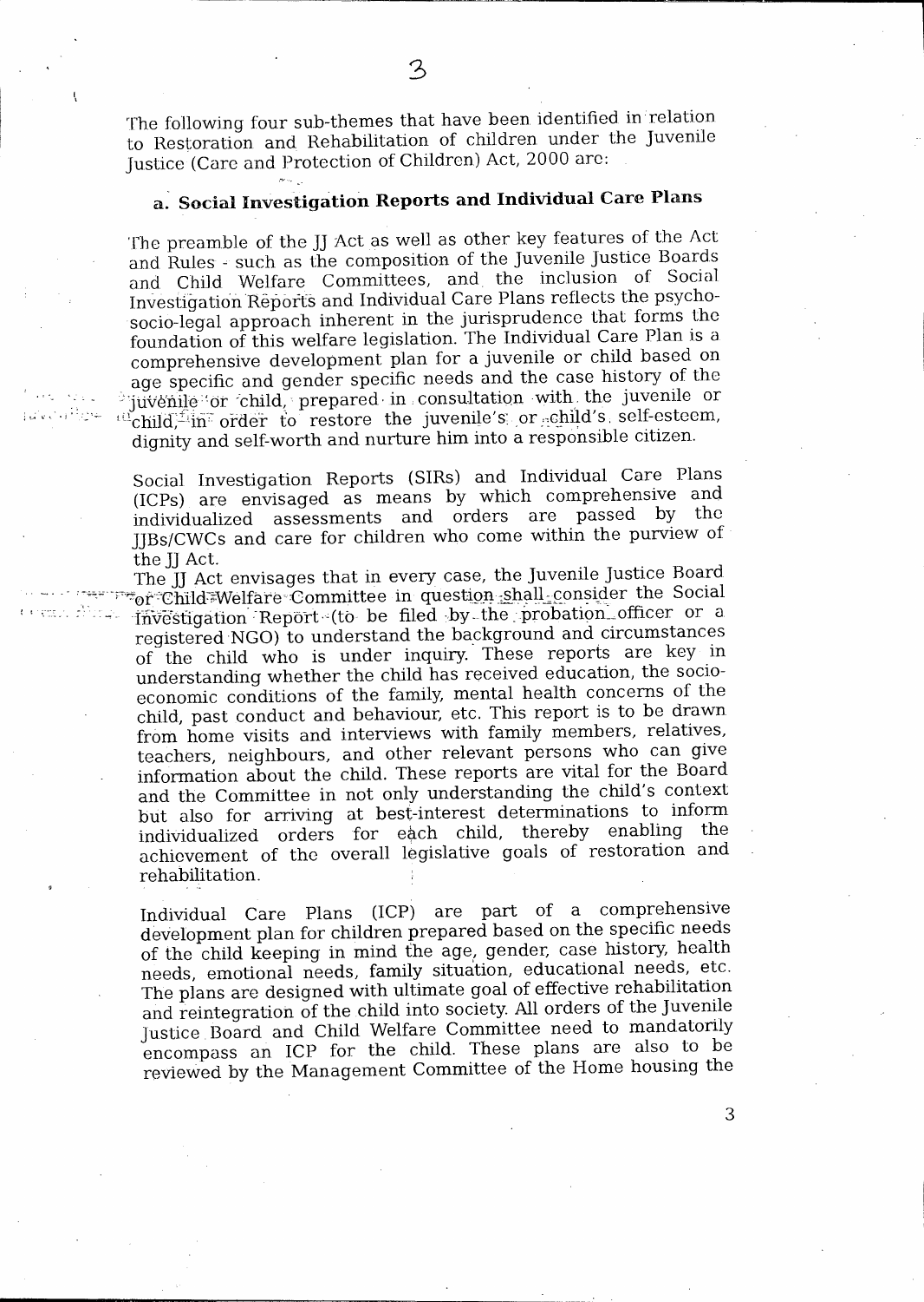The following four sub-themes that have been identified in relation to Restoration and Rehabilitation of children under the Juvenile Justice (Care and Protection of Children) Act, 2000 are:

### a. Social Investigation Reports and Individual Care Plans

The preamble of the JJ Act as well as other key features of the Act and Rules - such as the composition of the Juvenile Justice Boards and Child Welfare Committees, and the inclusion of Social Investigation Reports and Individual Care Plans reflects the psycho-socio-legal approach inherent in the jurisprudence that forms the foundation of this welfare legislation. The Individual Care Plan is a comprehensive development plan for a juvenile or child based on age specific and gender specific needs and the case history of the juvenile or child, prepared in consultation with the juvenile or child, in order to restore the juvenile's or child's self-esteem, dignity and self-worth and nurture him into a responsible citizen.

Social Investigation Reports (SIRs) and Individual Care Plans (ICPs) are envisaged as means by which comprehensive and individualized assessments and orders are passed by the JJBs/CWCs and care for children who come within the purview of the JJ Act.

The JJ Act envisages that in every case, the Juvenile Justice Board or Child Welfare Committee in question shall consider the Social Investigation Report (to be filed by the probation officer or a registered NGO) to understand the background and circumstances of the child who is under inquiry. These reports are key in understanding whether the child has received education, the socio-economic conditions of the family, mental health concerns of the child, past conduct and behaviour, etc. This report is to be drawn from home visits and interviews with family members, relatives, teachers, neighbours, and other relevant persons who can give information about the child. These reports are vital for the Board and the Committee in not only understanding the child's context but also for arriving at best-interest determinations to inform individualized orders for each child, thereby enabling the achievement of the overall legislative goals of restoration and rehabilitation.

Individual Care Plans (ICP) are part of a comprehensive development plan for children prepared based on the specific needs of the child keeping in mind the age, gender, case history, health needs, emotional needs, family situation, educational needs, etc. The plans are designed with ultimate goal of effective rehabilitation and reintegration of the child into society. All orders of the Juvenile Justice Board and Child Welfare Committee need to mandatorily encompass an ICP for the child. These plans are also to be reviewed by the Management Committee of the Home housing the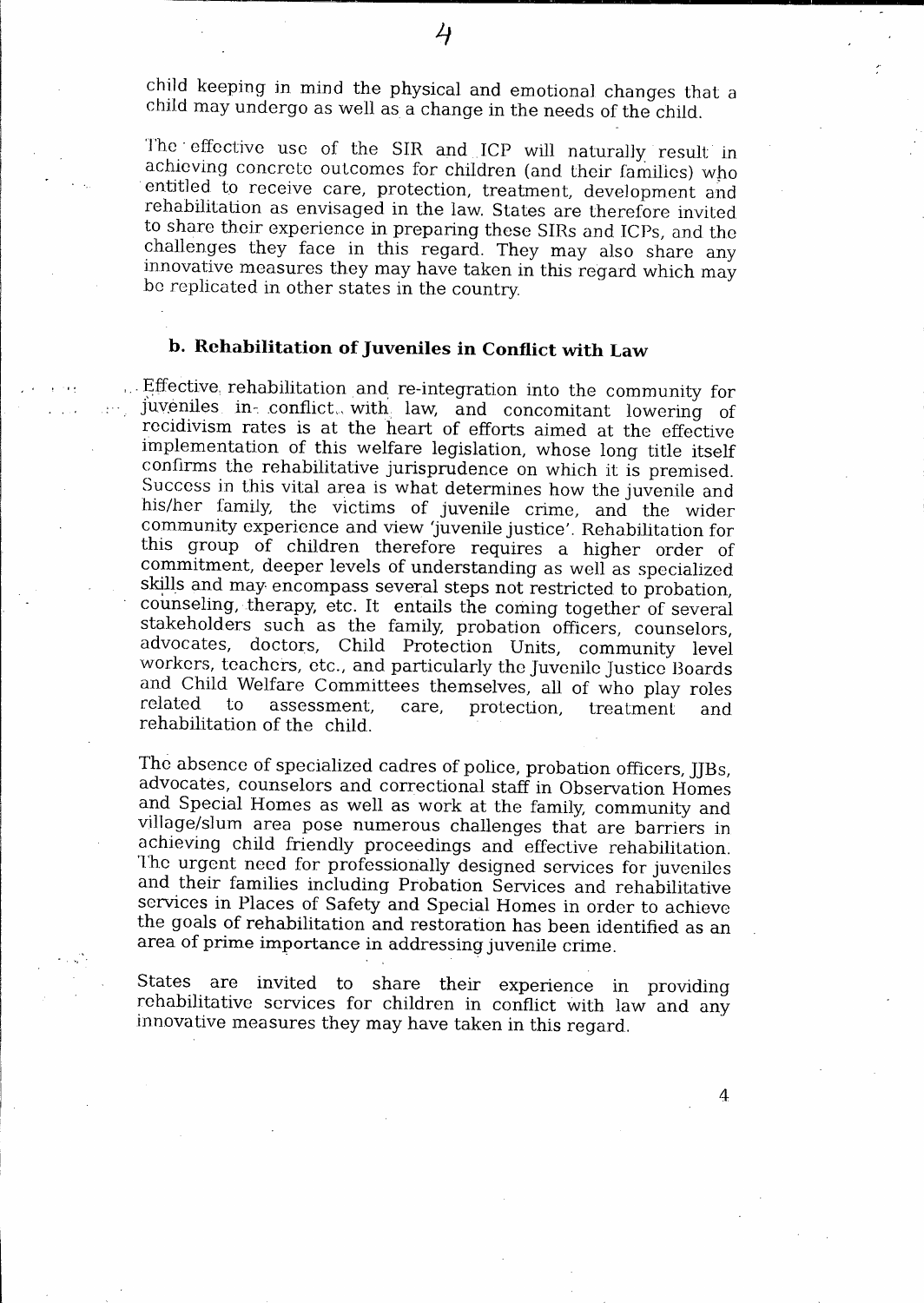child keeping in mind the physical and emotional changes that a child may undergo as well as a change in the needs of the child.

The effective use of the SIR and ICP will naturally result in achieving concrete outcomes for children (and their families) who entitled to receive care, protection, treatment, development and rehabilitation as envisaged in the law. States are therefore invited to share their experience in preparing these SIRs and ICPs, and the challenges they face in this regard. They may also share any innovative measures they may have taken in this regard which may be replicated in other states in the country.

### b. Rehabilitation of Juveniles in Conflict with Law

Effective rehabilitation and re-integration into the community for juveniles in conflict with law, and concomitant lowering of recidivism rates is at the heart of efforts aimed at the effective implementation of this welfare legislation, whose long title itself confirms the rehabilitative jurisprudence on which it is premised. Success in this vital area is what determines how the juvenile and his/her family, the victims of juvenile crime, and the wider community experience and view 'juvenile justice'. Rehabilitation for this group of children therefore requires a higher order of commitment, deeper levels of understanding as well as specialized skills and may encompass several steps not restricted to probation, counseling, therapy, etc. It entails the coming together of several stakeholders such as the family, probation officers, counselors, advocates, doctors, Child Protection Units, community level workers, teachers, etc., and particularly the Juvenile Justice Boards and Child Welfare Committees themselves, all of who play roles related to assessment, care, protection, treatment and rehabilitation of the child.

The absence of specialized cadres of police, probation officers, JJBs, advocates, counselors and correctional staff in Observation Homes and Special Homes as well as work at the family, community and village/slum area pose numerous challenges that are barriers in achieving child friendly proceedings and effective rehabilitation. The urgent need for professionally designed services for juveniles and their families including Probation Services and rehabilitative services in Places of Safety and Special Homes in order to achieve the goals of rehabilitation and restoration has been identified as an area of prime importance in addressing juvenile crime.

States are invited to share their experience in providing rehabilitative services for children in conflict with law and any innovative measures they may have taken in this regard.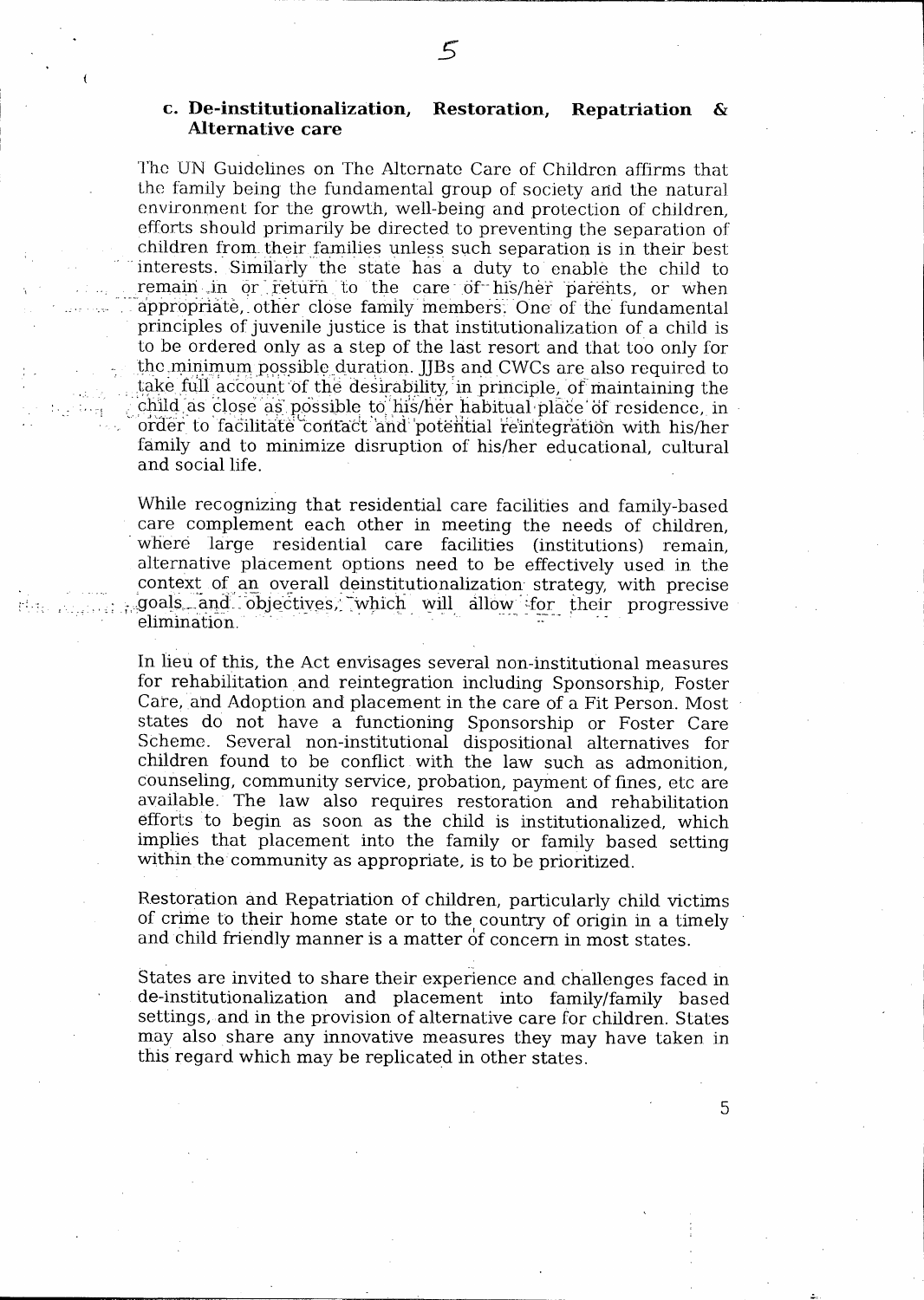### c. De-institutionalization, Restoration, Repatriation & Alternative care

The UN Guidelines on The Alternate Care of Children affirms that the family being the fundamental group of society and the natural environment for the growth, well-being and protection of children, efforts should primarily be directed to preventing the separation of children from their families unless such separation is in their best interests. Similarly the state has a duty to enable the child to remain in or return to the care of his/her parents, or when appropriate, other close family members. One of the fundamental principles of juvenile justice is that institutionalization of a child is to be ordered only as a step of the last resort and that too only for the minimum possible duration. JJBs and CWCs are also required to take full account of the desirability, in principle, of maintaining the child as close as possible to his/her habitual place of residence, in order to facilitate contact and potential reintegration with his/her family and to minimize disruption of his/her educational, cultural and social life.

While recognizing that residential care facilities and family-based care complement each other in meeting the needs of children, where large residential care facilities (institutions) remain, alternative placement options need to be effectively used in the context of an overall deinstitutionalization strategy, with precise goals and objectives, which will allow for their progressive elimination.

In lieu of this, the Act envisages several non-institutional measures for rehabilitation and reintegration including Sponsorship, Foster Care, and Adoption and placement in the care of a Fit Person. Most states do not have a functioning Sponsorship or Foster Care Scheme. Several non-institutional dispositional alternatives for children found to be conflict with the law such as admonition, counseling, community service, probation, payment of fines, etc are available. The law also requires restoration and rehabilitation efforts to begin as soon as the child is institutionalized, which implies that placement into the family or family based setting within the community as appropriate, is to be prioritized.

Restoration and Repatriation of children, particularly child victims of crime to their home state or to the country of origin in a timely and child friendly manner is a matter of concern in most states.

States are invited to share their experience and challenges faced in de-institutionalization and placement into family/family based settings, and in the provision of alternative care for children. States may also share any innovative measures they may have taken in this regard which may be replicated in other states.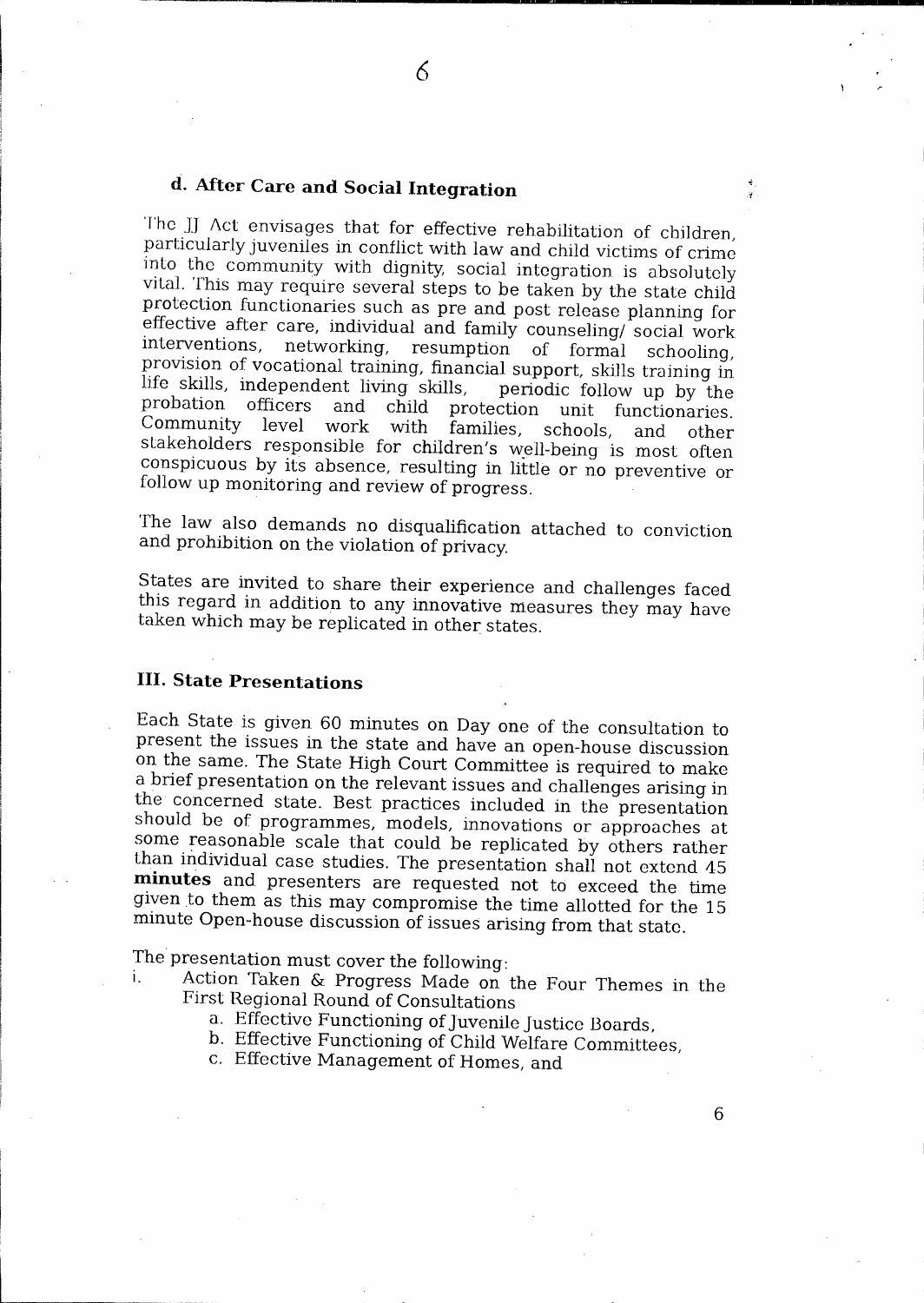### d. After Care and Social Integration

The JJ Act envisages that for effective rehabilitation of children, particularly juveniles in conflict with law and child victims of crime into the community with dignity, social integration is absolutely vital. This may require several steps to be taken by the state child protection functionaries such as pre and post release planning for effective after care, individual and family counseling/ social work interventions, networking, resumption of formal schooling, provision of vocational training, financial support, skills training in life skills, independent living skills, periodic follow up by the probation officers and child protection unit functionaries. Community level work with families, schools, and other stakeholders responsible for children's well-being is most often conspicuous by its absence, resulting in little or no preventive or follow up monitoring and review of progress.

The law also demands no disqualification attached to conviction and prohibition on the violation of privacy.

States are invited to share their experience and challenges faced this regard in addition to any innovative measures they may have taken which may be replicated in other states.

## III. State Presentations

Each State is given 60 minutes on Day one of the consultation to present the issues in the state and have an open-house discussion on the same. The State High Court Committee is required to make a brief presentation on the relevant issues and challenges arising in the concerned state. Best practices included in the presentation should be of programmes, models, innovations or approaches at some reasonable scale that could be replicated by others rather than individual case studies. The presentation shall not extend 45 **minutes** and presenters are requested not to exceed the time given to them as this may compromise the time allotted for the 15 minute Open-house discussion of issues arising from that state.

The presentation must cover the following:

i. Action Taken & Progress Made on the Four Themes in the First Regional Round of Consultations
   a. Effective Functioning of Juvenile Justice Boards,
   b. Effective Functioning of Child Welfare Committees,
   c. Effective Management of Homes, and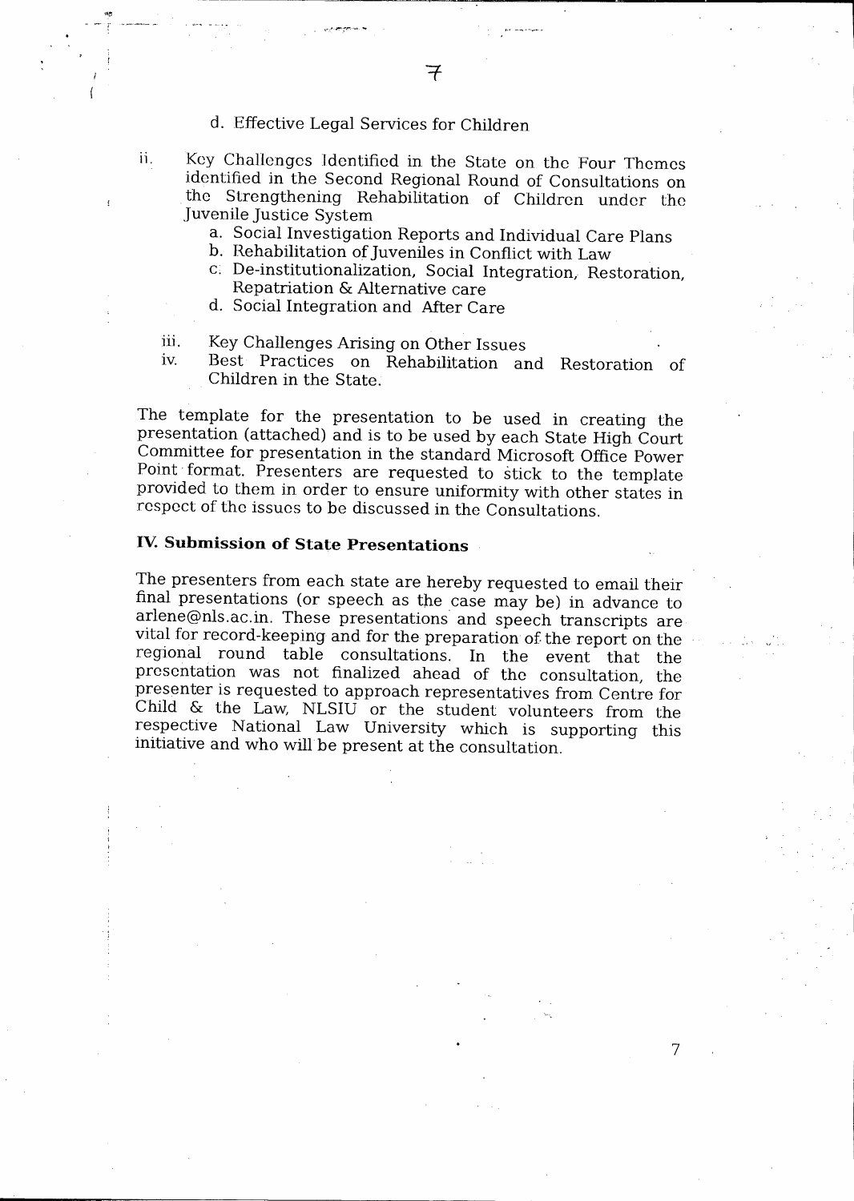d. Effective Legal Services for Children

ii. Key Challenges Identified in the State on the Four Themes identified in the Second Regional Round of Consultations on the Strengthening Rehabilitation of Children under the Juvenile Justice System

   a. Social Investigation Reports and Individual Care Plans
   b. Rehabilitation of Juveniles in Conflict with Law
   c. De-institutionalization, Social Integration, Restoration, Repatriation & Alternative care
   d. Social Integration and After Care

iii. Key Challenges Arising on Other Issues

iv. Best Practices on Rehabilitation and Restoration of Children in the State.

The template for the presentation to be used in creating the presentation (attached) and is to be used by each State High Court Committee for presentation in the standard Microsoft Office Power Point format. Presenters are requested to stick to the template provided to them in order to ensure uniformity with other states in respect of the issues to be discussed in the Consultations.

### IV. Submission of State Presentations

The presenters from each state are hereby requested to email their final presentations (or speech as the case may be) in advance to arlene@nls.ac.in. These presentations and speech transcripts are vital for record-keeping and for the preparation of the report on the regional round table consultations. In the event that the presentation was not finalized ahead of the consultation, the presenter is requested to approach representatives from Centre for Child & the Law, NLSIU or the student volunteers from the respective National Law University which is supporting this initiative and who will be present at the consultation.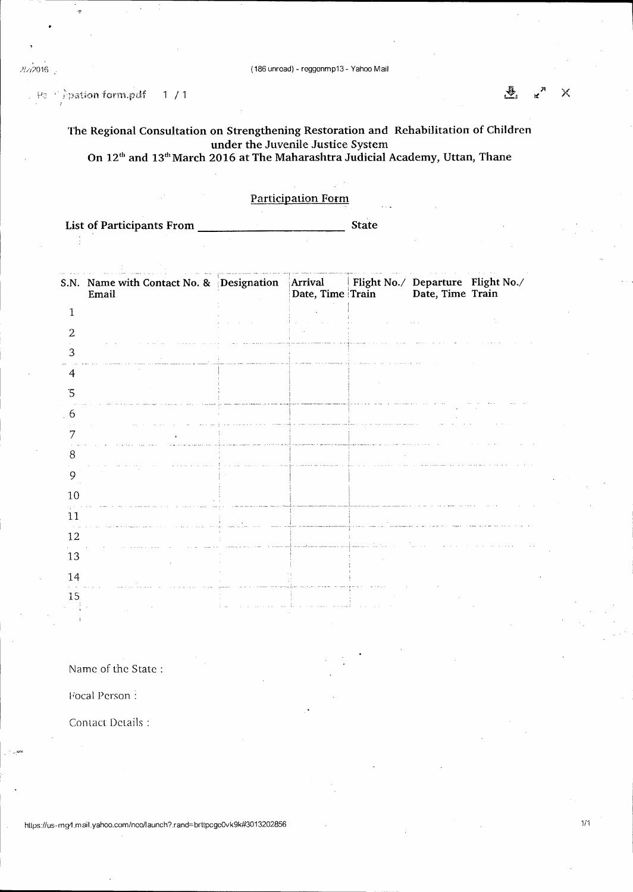## The Regional Consultation on Strengthening Restoration and Rehabilitation of Children under the Juvenile Justice System

**On 12[th] and 13[th] March 2016 at The Maharashtra Judicial Academy, Uttan, Thane**

### Participation Form

**List of Participants From ________________________ State**

| S.N. | Name with Contact No. & Email | Designation | Arrival Date, Time | Flight No./ Train | Departure Date, Time | Flight No./ Train |
|---|---|---|---|---|---|---|
| 1 | | | | | | |
| 2 | | | | | | |
| 3 | | | | | | |
| 4 | | | | | | |
| 5 | | | | | | |
| 6 | | | | | | |
| 7 | | | | | | |
| 8 | | | | | | |
| 9 | | | | | | |
| 10 | | | | | | |
| 11 | | | | | | |
| 12 | | | | | | |
| 13 | | | | | | |
| 14 | | | | | | |
| 15 | | | | | | |

Name of the State :

Focal Person :

Contact Details :